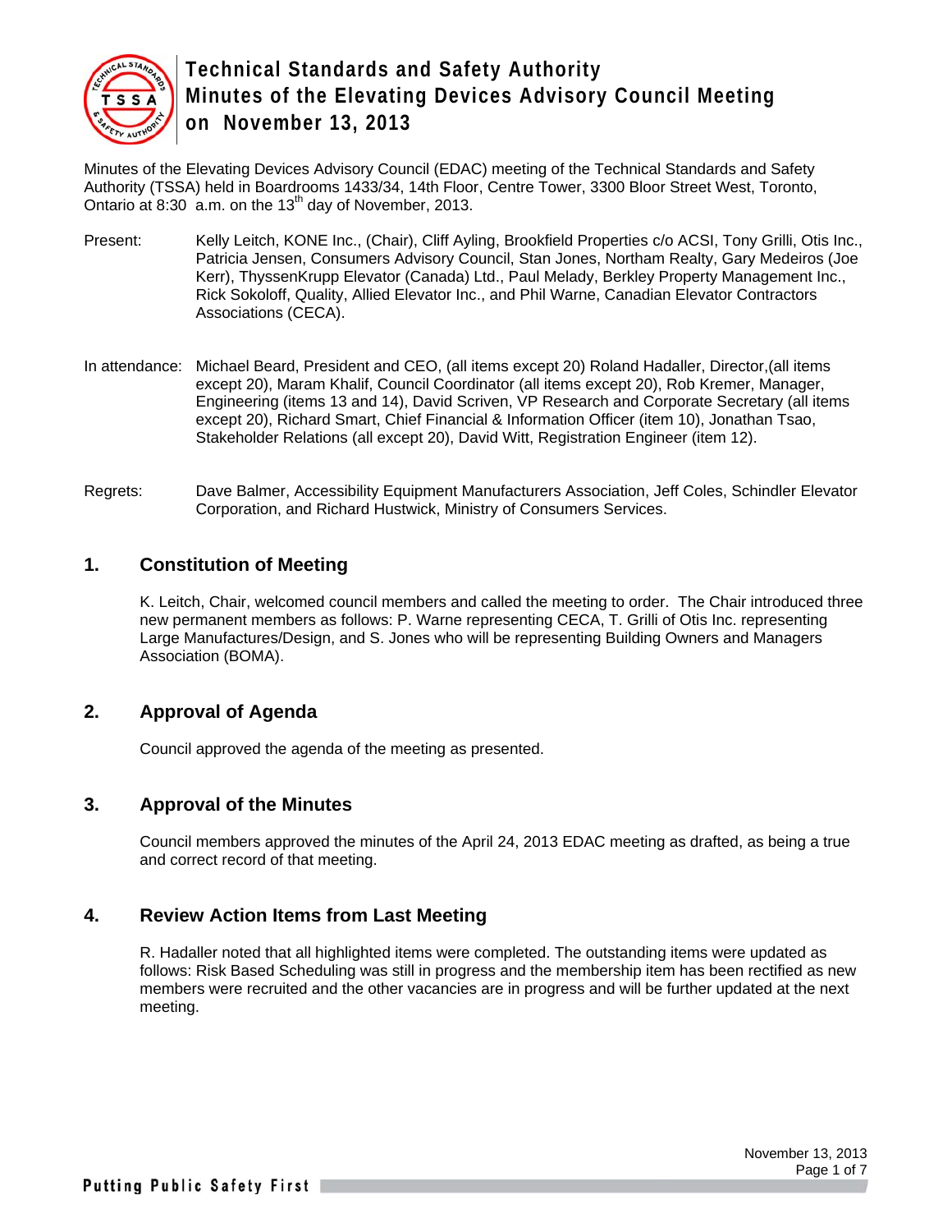# Technical Standards and Safety Authority
# Minutes of the Elevating Devices Advisory Council Meeting on November 13, 2013

Minutes of the Elevating Devices Advisory Council (EDAC) meeting of the Technical Standards and Safety Authority (TSSA) held in Boardrooms 1433/34, 14th Floor, Centre Tower, 3300 Bloor Street West, Toronto, Ontario at 8:30 a.m. on the 13th day of November, 2013.

Present: Kelly Leitch, KONE Inc., (Chair), Cliff Ayling, Brookfield Properties c/o ACSI, Tony Grilli, Otis Inc., Patricia Jensen, Consumers Advisory Council, Stan Jones, Northam Realty, Gary Medeiros (Joe Kerr), ThyssenKrupp Elevator (Canada) Ltd., Paul Melady, Berkley Property Management Inc., Rick Sokoloff, Quality, Allied Elevator Inc., and Phil Warne, Canadian Elevator Contractors Associations (CECA).

In attendance: Michael Beard, President and CEO, (all items except 20) Roland Hadaller, Director,(all items except 20), Maram Khalif, Council Coordinator (all items except 20), Rob Kremer, Manager, Engineering (items 13 and 14), David Scriven, VP Research and Corporate Secretary (all items except 20), Richard Smart, Chief Financial & Information Officer (item 10), Jonathan Tsao, Stakeholder Relations (all except 20), David Witt, Registration Engineer (item 12).

Regrets: Dave Balmer, Accessibility Equipment Manufacturers Association, Jeff Coles, Schindler Elevator Corporation, and Richard Hustwick, Ministry of Consumers Services.

## 1. Constitution of Meeting

K. Leitch, Chair, welcomed council members and called the meeting to order. The Chair introduced three new permanent members as follows: P. Warne representing CECA, T. Grilli of Otis Inc. representing Large Manufactures/Design, and S. Jones who will be representing Building Owners and Managers Association (BOMA).

## 2. Approval of Agenda

Council approved the agenda of the meeting as presented.

## 3. Approval of the Minutes

Council members approved the minutes of the April 24, 2013 EDAC meeting as drafted, as being a true and correct record of that meeting.

## 4. Review Action Items from Last Meeting

R. Hadaller noted that all highlighted items were completed. The outstanding items were updated as follows: Risk Based Scheduling was still in progress and the membership item has been rectified as new members were recruited and the other vacancies are in progress and will be further updated at the next meeting.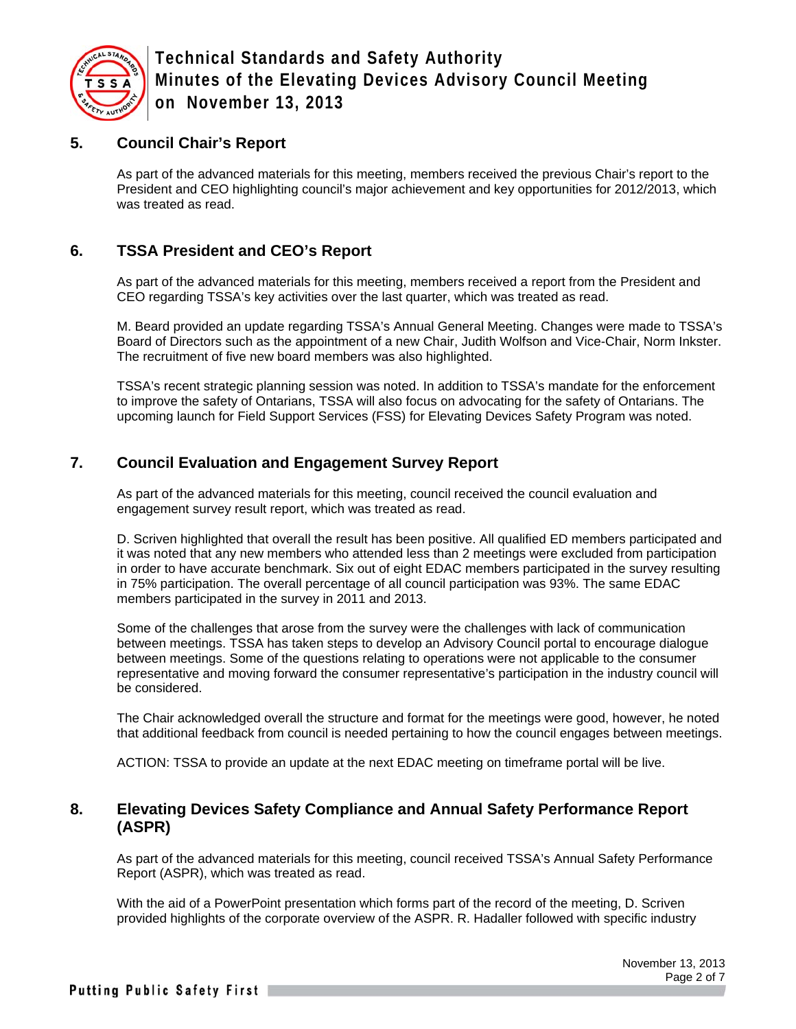## 5. Council Chair's Report

As part of the advanced materials for this meeting, members received the previous Chair's report to the President and CEO highlighting council's major achievement and key opportunities for 2012/2013, which was treated as read.

## 6. TSSA President and CEO's Report

As part of the advanced materials for this meeting, members received a report from the President and CEO regarding TSSA's key activities over the last quarter, which was treated as read.

M. Beard provided an update regarding TSSA's Annual General Meeting. Changes were made to TSSA's Board of Directors such as the appointment of a new Chair, Judith Wolfson and Vice-Chair, Norm Inkster. The recruitment of five new board members was also highlighted.

TSSA's recent strategic planning session was noted. In addition to TSSA's mandate for the enforcement to improve the safety of Ontarians, TSSA will also focus on advocating for the safety of Ontarians. The upcoming launch for Field Support Services (FSS) for Elevating Devices Safety Program was noted.

## 7. Council Evaluation and Engagement Survey Report

As part of the advanced materials for this meeting, council received the council evaluation and engagement survey result report, which was treated as read.

D. Scriven highlighted that overall the result has been positive. All qualified ED members participated and it was noted that any new members who attended less than 2 meetings were excluded from participation in order to have accurate benchmark. Six out of eight EDAC members participated in the survey resulting in 75% participation. The overall percentage of all council participation was 93%. The same EDAC members participated in the survey in 2011 and 2013.

Some of the challenges that arose from the survey were the challenges with lack of communication between meetings. TSSA has taken steps to develop an Advisory Council portal to encourage dialogue between meetings. Some of the questions relating to operations were not applicable to the consumer representative and moving forward the consumer representative's participation in the industry council will be considered.

The Chair acknowledged overall the structure and format for the meetings were good, however, he noted that additional feedback from council is needed pertaining to how the council engages between meetings.

ACTION: TSSA to provide an update at the next EDAC meeting on timeframe portal will be live.

## 8. Elevating Devices Safety Compliance and Annual Safety Performance Report (ASPR)

As part of the advanced materials for this meeting, council received TSSA's Annual Safety Performance Report (ASPR), which was treated as read.

With the aid of a PowerPoint presentation which forms part of the record of the meeting, D. Scriven provided highlights of the corporate overview of the ASPR. R. Hadaller followed with specific industry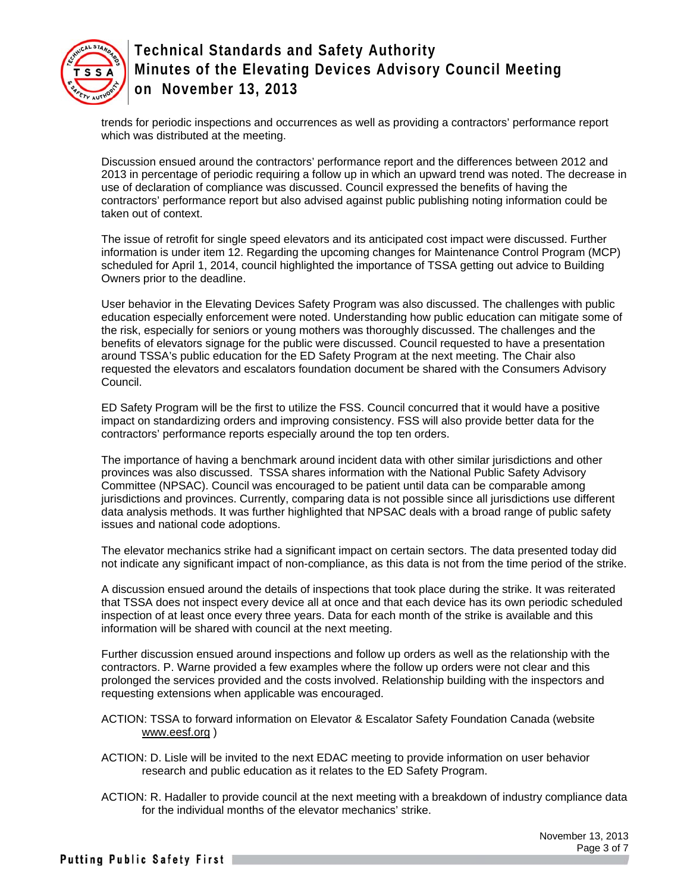trends for periodic inspections and occurrences as well as providing a contractors' performance report which was distributed at the meeting.

Discussion ensued around the contractors' performance report and the differences between 2012 and 2013 in percentage of periodic requiring a follow up in which an upward trend was noted. The decrease in use of declaration of compliance was discussed. Council expressed the benefits of having the contractors' performance report but also advised against public publishing noting information could be taken out of context.

The issue of retrofit for single speed elevators and its anticipated cost impact were discussed. Further information is under item 12. Regarding the upcoming changes for Maintenance Control Program (MCP) scheduled for April 1, 2014, council highlighted the importance of TSSA getting out advice to Building Owners prior to the deadline.

User behavior in the Elevating Devices Safety Program was also discussed. The challenges with public education especially enforcement were noted. Understanding how public education can mitigate some of the risk, especially for seniors or young mothers was thoroughly discussed. The challenges and the benefits of elevators signage for the public were discussed. Council requested to have a presentation around TSSA's public education for the ED Safety Program at the next meeting. The Chair also requested the elevators and escalators foundation document be shared with the Consumers Advisory Council.

ED Safety Program will be the first to utilize the FSS. Council concurred that it would have a positive impact on standardizing orders and improving consistency. FSS will also provide better data for the contractors' performance reports especially around the top ten orders.

The importance of having a benchmark around incident data with other similar jurisdictions and other provinces was also discussed. TSSA shares information with the National Public Safety Advisory Committee (NPSAC). Council was encouraged to be patient until data can be comparable among jurisdictions and provinces. Currently, comparing data is not possible since all jurisdictions use different data analysis methods. It was further highlighted that NPSAC deals with a broad range of public safety issues and national code adoptions.

The elevator mechanics strike had a significant impact on certain sectors. The data presented today did not indicate any significant impact of non-compliance, as this data is not from the time period of the strike.

A discussion ensued around the details of inspections that took place during the strike. It was reiterated that TSSA does not inspect every device all at once and that each device has its own periodic scheduled inspection of at least once every three years. Data for each month of the strike is available and this information will be shared with council at the next meeting.

Further discussion ensued around inspections and follow up orders as well as the relationship with the contractors. P. Warne provided a few examples where the follow up orders were not clear and this prolonged the services provided and the costs involved. Relationship building with the inspectors and requesting extensions when applicable was encouraged.

ACTION: TSSA to forward information on Elevator & Escalator Safety Foundation Canada (website www.eesf.org )

ACTION: D. Lisle will be invited to the next EDAC meeting to provide information on user behavior research and public education as it relates to the ED Safety Program.

ACTION: R. Hadaller to provide council at the next meeting with a breakdown of industry compliance data for the individual months of the elevator mechanics' strike.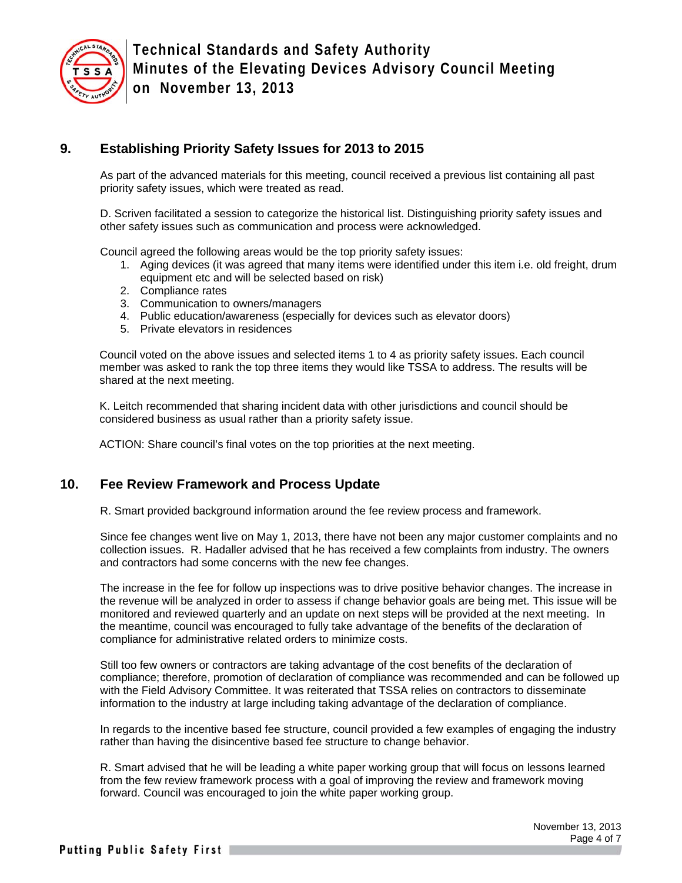## 9. Establishing Priority Safety Issues for 2013 to 2015

As part of the advanced materials for this meeting, council received a previous list containing all past priority safety issues, which were treated as read.

D. Scriven facilitated a session to categorize the historical list. Distinguishing priority safety issues and other safety issues such as communication and process were acknowledged.

Council agreed the following areas would be the top priority safety issues:

1. Aging devices (it was agreed that many items were identified under this item i.e. old freight, drum equipment etc and will be selected based on risk)
2. Compliance rates
3. Communication to owners/managers
4. Public education/awareness (especially for devices such as elevator doors)
5. Private elevators in residences

Council voted on the above issues and selected items 1 to 4 as priority safety issues. Each council member was asked to rank the top three items they would like TSSA to address. The results will be shared at the next meeting.

K. Leitch recommended that sharing incident data with other jurisdictions and council should be considered business as usual rather than a priority safety issue.

ACTION: Share council's final votes on the top priorities at the next meeting.

## 10. Fee Review Framework and Process Update

R. Smart provided background information around the fee review process and framework.

Since fee changes went live on May 1, 2013, there have not been any major customer complaints and no collection issues. R. Hadaller advised that he has received a few complaints from industry. The owners and contractors had some concerns with the new fee changes.

The increase in the fee for follow up inspections was to drive positive behavior changes. The increase in the revenue will be analyzed in order to assess if change behavior goals are being met. This issue will be monitored and reviewed quarterly and an update on next steps will be provided at the next meeting. In the meantime, council was encouraged to fully take advantage of the benefits of the declaration of compliance for administrative related orders to minimize costs.

Still too few owners or contractors are taking advantage of the cost benefits of the declaration of compliance; therefore, promotion of declaration of compliance was recommended and can be followed up with the Field Advisory Committee. It was reiterated that TSSA relies on contractors to disseminate information to the industry at large including taking advantage of the declaration of compliance.

In regards to the incentive based fee structure, council provided a few examples of engaging the industry rather than having the disincentive based fee structure to change behavior.

R. Smart advised that he will be leading a white paper working group that will focus on lessons learned from the few review framework process with a goal of improving the review and framework moving forward. Council was encouraged to join the white paper working group.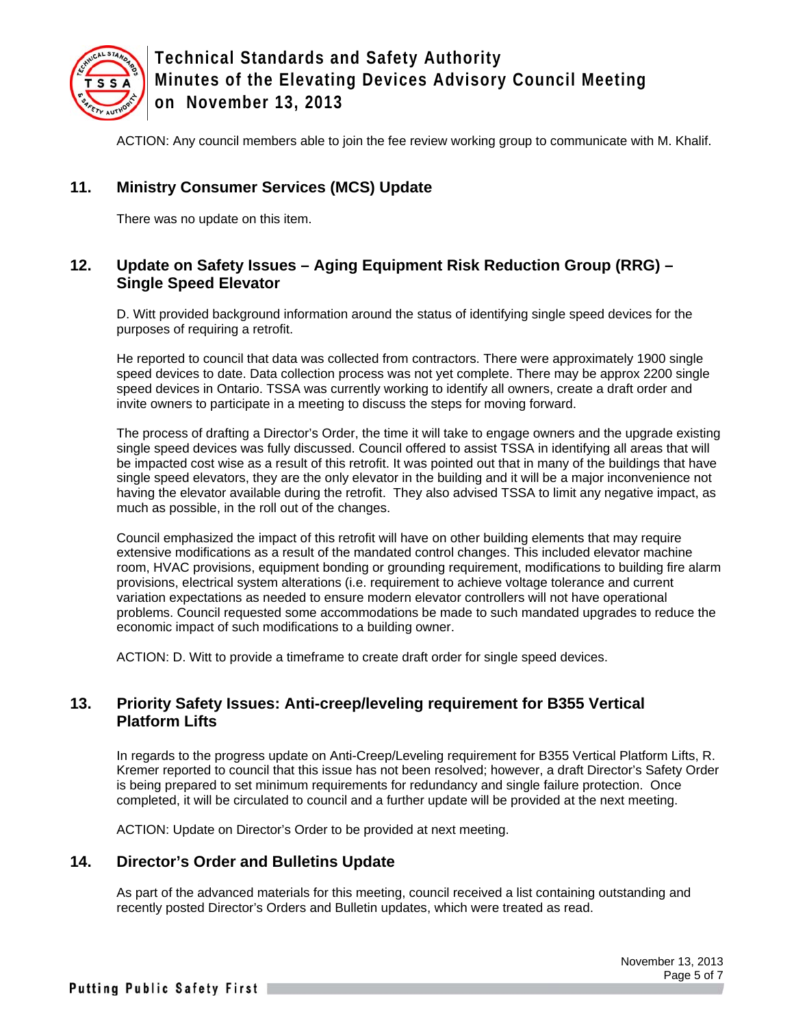ACTION: Any council members able to join the fee review working group to communicate with M. Khalif.

## 11. Ministry Consumer Services (MCS) Update

There was no update on this item.

## 12. Update on Safety Issues – Aging Equipment Risk Reduction Group (RRG) – Single Speed Elevator

D. Witt provided background information around the status of identifying single speed devices for the purposes of requiring a retrofit.

He reported to council that data was collected from contractors. There were approximately 1900 single speed devices to date. Data collection process was not yet complete. There may be approx 2200 single speed devices in Ontario. TSSA was currently working to identify all owners, create a draft order and invite owners to participate in a meeting to discuss the steps for moving forward.

The process of drafting a Director's Order, the time it will take to engage owners and the upgrade existing single speed devices was fully discussed. Council offered to assist TSSA in identifying all areas that will be impacted cost wise as a result of this retrofit. It was pointed out that in many of the buildings that have single speed elevators, they are the only elevator in the building and it will be a major inconvenience not having the elevator available during the retrofit. They also advised TSSA to limit any negative impact, as much as possible, in the roll out of the changes.

Council emphasized the impact of this retrofit will have on other building elements that may require extensive modifications as a result of the mandated control changes. This included elevator machine room, HVAC provisions, equipment bonding or grounding requirement, modifications to building fire alarm provisions, electrical system alterations (i.e. requirement to achieve voltage tolerance and current variation expectations as needed to ensure modern elevator controllers will not have operational problems. Council requested some accommodations be made to such mandated upgrades to reduce the economic impact of such modifications to a building owner.

ACTION: D. Witt to provide a timeframe to create draft order for single speed devices.

## 13. Priority Safety Issues: Anti-creep/leveling requirement for B355 Vertical Platform Lifts

In regards to the progress update on Anti-Creep/Leveling requirement for B355 Vertical Platform Lifts, R. Kremer reported to council that this issue has not been resolved; however, a draft Director's Safety Order is being prepared to set minimum requirements for redundancy and single failure protection. Once completed, it will be circulated to council and a further update will be provided at the next meeting.

ACTION: Update on Director's Order to be provided at next meeting.

## 14. Director's Order and Bulletins Update

As part of the advanced materials for this meeting, council received a list containing outstanding and recently posted Director's Orders and Bulletin updates, which were treated as read.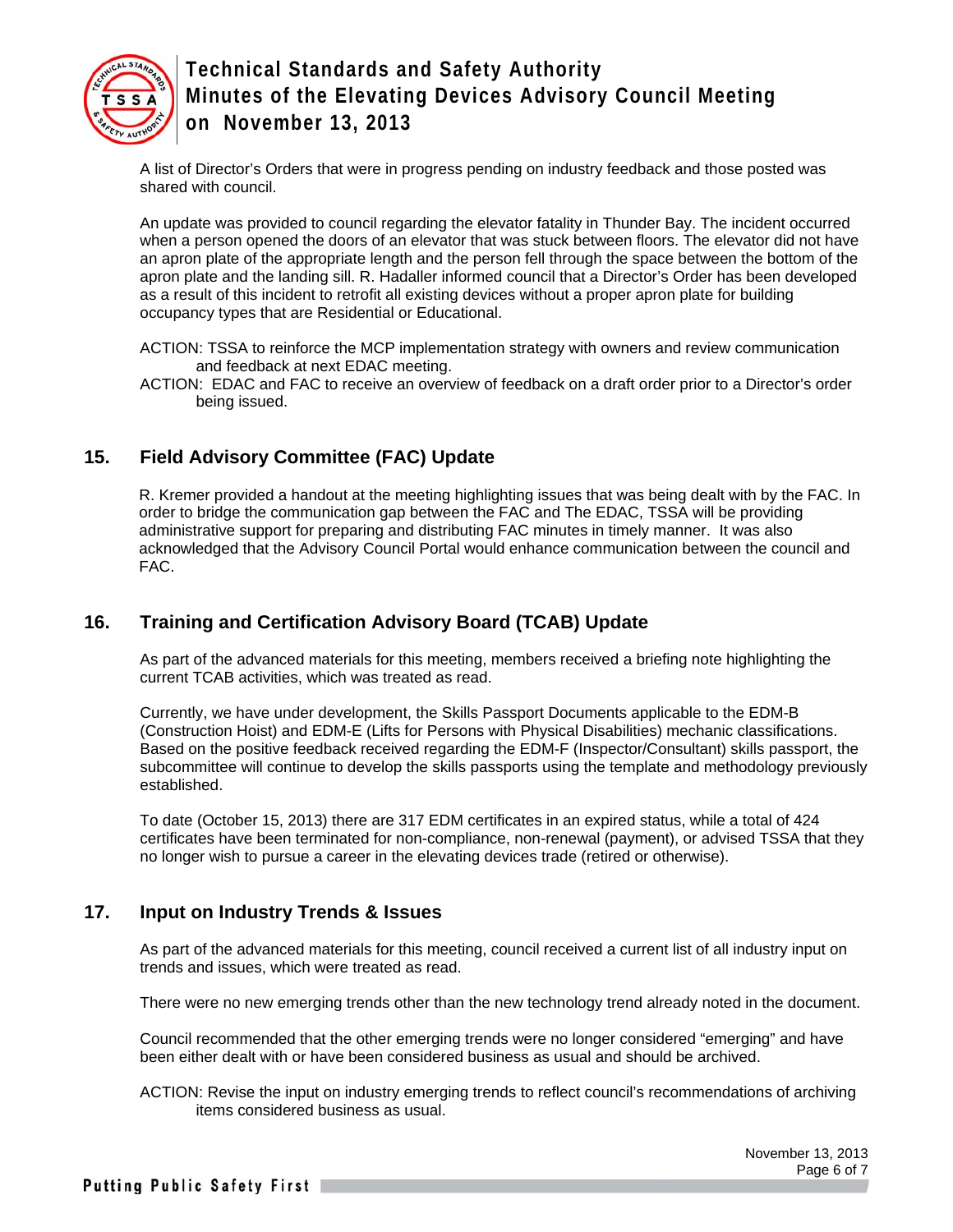A list of Director's Orders that were in progress pending on industry feedback and those posted was shared with council.

An update was provided to council regarding the elevator fatality in Thunder Bay. The incident occurred when a person opened the doors of an elevator that was stuck between floors. The elevator did not have an apron plate of the appropriate length and the person fell through the space between the bottom of the apron plate and the landing sill. R. Hadaller informed council that a Director's Order has been developed as a result of this incident to retrofit all existing devices without a proper apron plate for building occupancy types that are Residential or Educational.

ACTION: TSSA to reinforce the MCP implementation strategy with owners and review communication and feedback at next EDAC meeting.

ACTION: EDAC and FAC to receive an overview of feedback on a draft order prior to a Director's order being issued.

## 15. Field Advisory Committee (FAC) Update

R. Kremer provided a handout at the meeting highlighting issues that was being dealt with by the FAC. In order to bridge the communication gap between the FAC and The EDAC, TSSA will be providing administrative support for preparing and distributing FAC minutes in timely manner. It was also acknowledged that the Advisory Council Portal would enhance communication between the council and FAC.

## 16. Training and Certification Advisory Board (TCAB) Update

As part of the advanced materials for this meeting, members received a briefing note highlighting the current TCAB activities, which was treated as read.

Currently, we have under development, the Skills Passport Documents applicable to the EDM-B (Construction Hoist) and EDM-E (Lifts for Persons with Physical Disabilities) mechanic classifications. Based on the positive feedback received regarding the EDM-F (Inspector/Consultant) skills passport, the subcommittee will continue to develop the skills passports using the template and methodology previously established.

To date (October 15, 2013) there are 317 EDM certificates in an expired status, while a total of 424 certificates have been terminated for non-compliance, non-renewal (payment), or advised TSSA that they no longer wish to pursue a career in the elevating devices trade (retired or otherwise).

## 17. Input on Industry Trends & Issues

As part of the advanced materials for this meeting, council received a current list of all industry input on trends and issues, which were treated as read.

There were no new emerging trends other than the new technology trend already noted in the document.

Council recommended that the other emerging trends were no longer considered "emerging" and have been either dealt with or have been considered business as usual and should be archived.

ACTION: Revise the input on industry emerging trends to reflect council's recommendations of archiving items considered business as usual.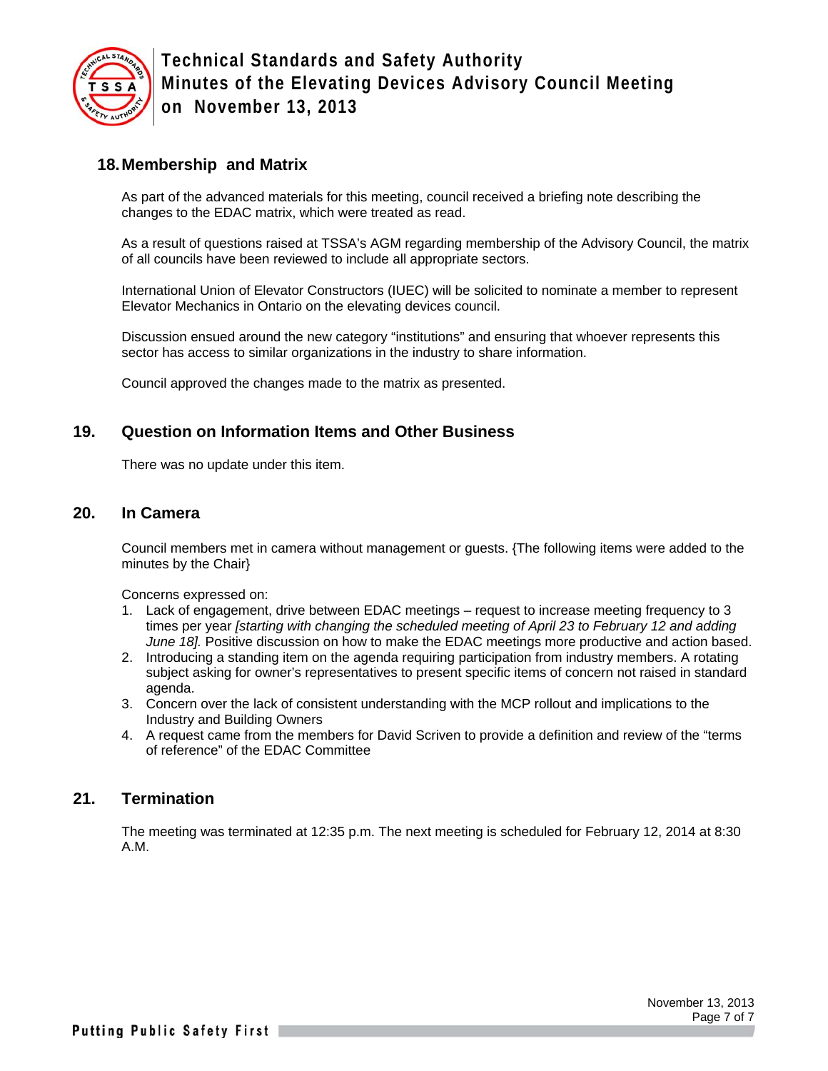## 18. Membership and Matrix

As part of the advanced materials for this meeting, council received a briefing note describing the changes to the EDAC matrix, which were treated as read.

As a result of questions raised at TSSA's AGM regarding membership of the Advisory Council, the matrix of all councils have been reviewed to include all appropriate sectors.

International Union of Elevator Constructors (IUEC) will be solicited to nominate a member to represent Elevator Mechanics in Ontario on the elevating devices council.

Discussion ensued around the new category "institutions" and ensuring that whoever represents this sector has access to similar organizations in the industry to share information.

Council approved the changes made to the matrix as presented.

## 19. Question on Information Items and Other Business

There was no update under this item.

## 20. In Camera

Council members met in camera without management or guests. {The following items were added to the minutes by the Chair}

Concerns expressed on:

1. Lack of engagement, drive between EDAC meetings – request to increase meeting frequency to 3 times per year *[starting with changing the scheduled meeting of April 23 to February 12 and adding June 18].* Positive discussion on how to make the EDAC meetings more productive and action based.
2. Introducing a standing item on the agenda requiring participation from industry members. A rotating subject asking for owner's representatives to present specific items of concern not raised in standard agenda.
3. Concern over the lack of consistent understanding with the MCP rollout and implications to the Industry and Building Owners
4. A request came from the members for David Scriven to provide a definition and review of the "terms of reference" of the EDAC Committee

## 21. Termination

The meeting was terminated at 12:35 p.m. The next meeting is scheduled for February 12, 2014 at 8:30 A.M.